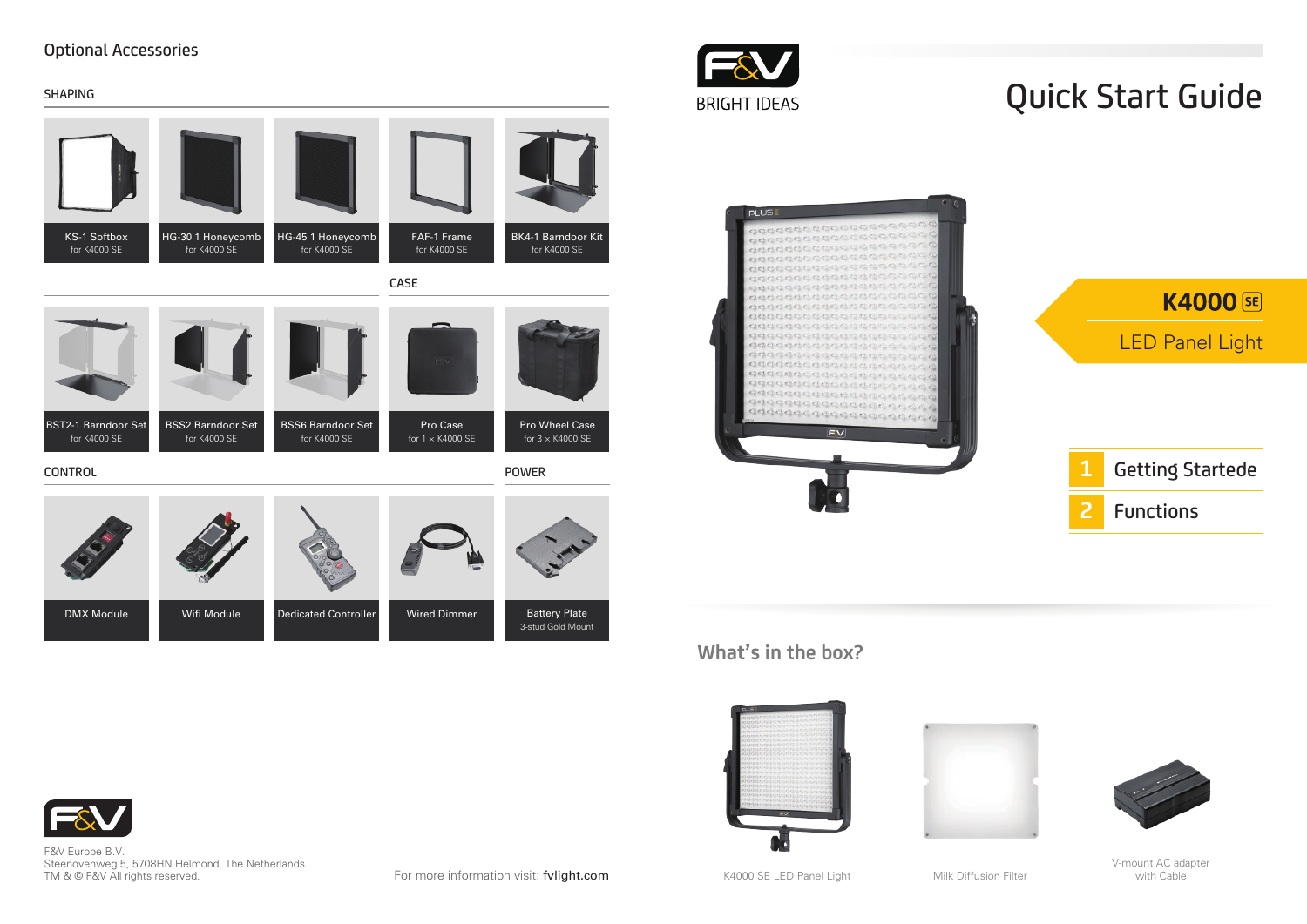## Optional Accessories

### SHAPING

- KS-1 Softbox – for K4000 SE
- HG-30 1 Honeycomb – for K4000 SE
- HG-45 1 Honeycomb – for K4000 SE
- FAF-1 Frame – for K4000 SE
- BK4-1 Barndoor Kit – for K4000 SE
- BST2-1 Barndoor Set – for K4000 SE
- BSS2 Barndoor Set – for K4000 SE
- BSS6 Barndoor Set – for K4000 SE

### CASE

- Pro Case – for 1 × K4000 SE
- Pro Wheel Case – for 3 × K4000 SE

### CONTROL

- DMX Module
- Wifi Module
- Dedicated Controller
- Wired Dimmer

### POWER

- Battery Plate – 3-stud Gold Mount

F&V Europe B.V.
Steenovenweg 5, 5708HN Helmond, The Netherlands
TM & © F&V All rights reserved.

For more information visit: **fvlight.com**

F&V BRIGHT IDEAS

# Quick Start Guide

**K4000 SE**
LED Panel Light

1. Getting Startede
2. Functions

## What's in the box?

- K4000 SE LED Panel Light
- Milk Diffusion Filter
- V-mount AC adapter with Cable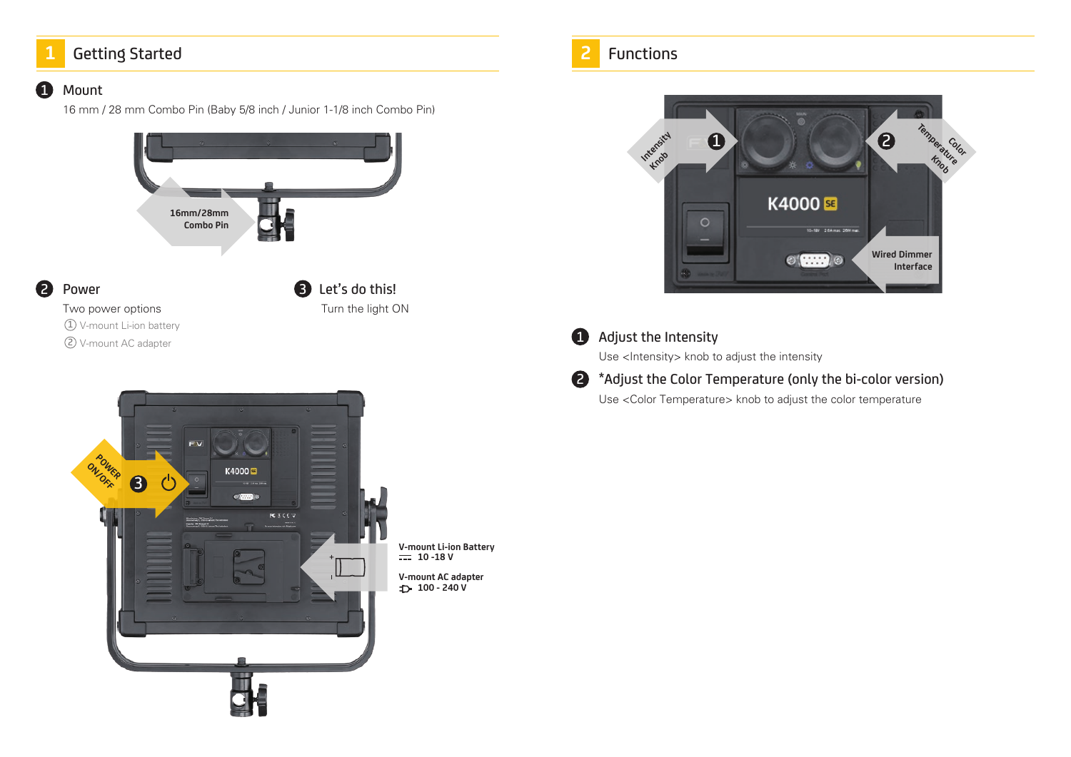## 1 Getting Started

### ❶ Mount

16 mm / 28 mm Combo Pin (Baby 5/8 inch / Junior 1-1/8 inch Combo Pin)

16mm/28mm
Combo Pin

### ❷ Power

Two power options

① V-mount Li-ion battery

② V-mount AC adapter

### ❸ Let's do this!

Turn the light ON

POWER ON/OFF

V-mount Li-ion Battery
10 -18 V

V-mount AC adapter
100 - 240 V

## 2 Functions

Intensity Knob

Color Temperature Knob

Wired Dimmer Interface

### ❶ Adjust the Intensity

Use <Intensity> knob to adjust the intensity

### ❷ *Adjust the Color Temperature (only the bi-color version)

Use <Color Temperature> knob to adjust the color temperature